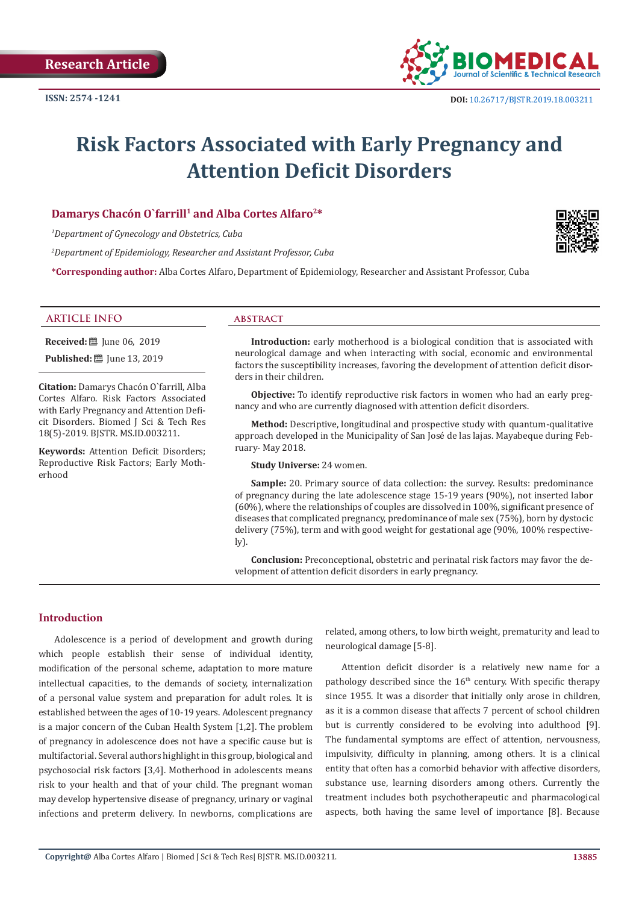Research Article

ISSN: 2574 -1241

DOI: 10.26717/BJSTR.2019.18.003211

# Risk Factors Associated with Early Pregnancy and Attention Deficit Disorders

**Damarys Chacón O`farrill[1] and Alba Cortes Alfaro[2]***

*[1]Department of Gynecology and Obstetrics, Cuba*

*[2]Department of Epidemiology, Researcher and Assistant Professor, Cuba*

***Corresponding author:** Alba Cortes Alfaro, Department of Epidemiology, Researcher and Assistant Professor, Cuba

## ARTICLE INFO

**Received:** June 06, 2019

**Published:** June 13, 2019

**Citation:** Damarys Chacón O`farrill, Alba Cortes Alfaro. Risk Factors Associated with Early Pregnancy and Attention Deficit Disorders. Biomed J Sci & Tech Res 18(5)-2019. BJSTR. MS.ID.003211.

**Keywords:** Attention Deficit Disorders; Reproductive Risk Factors; Early Motherhood

## ABSTRACT

**Introduction:** early motherhood is a biological condition that is associated with neurological damage and when interacting with social, economic and environmental factors the susceptibility increases, favoring the development of attention deficit disorders in their children.

**Objective:** To identify reproductive risk factors in women who had an early pregnancy and who are currently diagnosed with attention deficit disorders.

**Method:** Descriptive, longitudinal and prospective study with quantum-qualitative approach developed in the Municipality of San José de las lajas. Mayabeque during February- May 2018.

**Study Universe:** 24 women.

**Sample:** 20. Primary source of data collection: the survey. Results: predominance of pregnancy during the late adolescence stage 15-19 years (90%), not inserted labor (60%), where the relationships of couples are dissolved in 100%, significant presence of diseases that complicated pregnancy, predominance of male sex (75%), born by dystocic delivery (75%), term and with good weight for gestational age (90%, 100% respectively).

**Conclusion:** Preconceptional, obstetric and perinatal risk factors may favor the development of attention deficit disorders in early pregnancy.

## Introduction

Adolescence is a period of development and growth during which people establish their sense of individual identity, modification of the personal scheme, adaptation to more mature intellectual capacities, to the demands of society, internalization of a personal value system and preparation for adult roles. It is established between the ages of 10-19 years. Adolescent pregnancy is a major concern of the Cuban Health System [1,2]. The problem of pregnancy in adolescence does not have a specific cause but is multifactorial. Several authors highlight in this group, biological and psychosocial risk factors [3,4]. Motherhood in adolescents means risk to your health and that of your child. The pregnant woman may develop hypertensive disease of pregnancy, urinary or vaginal infections and preterm delivery. In newborns, complications are related, among others, to low birth weight, prematurity and lead to neurological damage [5-8].

Attention deficit disorder is a relatively new name for a pathology described since the 16th century. With specific therapy since 1955. It was a disorder that initially only arose in children, as it is a common disease that affects 7 percent of school children but is currently considered to be evolving into adulthood [9]. The fundamental symptoms are effect of attention, nervousness, impulsivity, difficulty in planning, among others. It is a clinical entity that often has a comorbid behavior with affective disorders, substance use, learning disorders among others. Currently the treatment includes both psychotherapeutic and pharmacological aspects, both having the same level of importance [8]. Because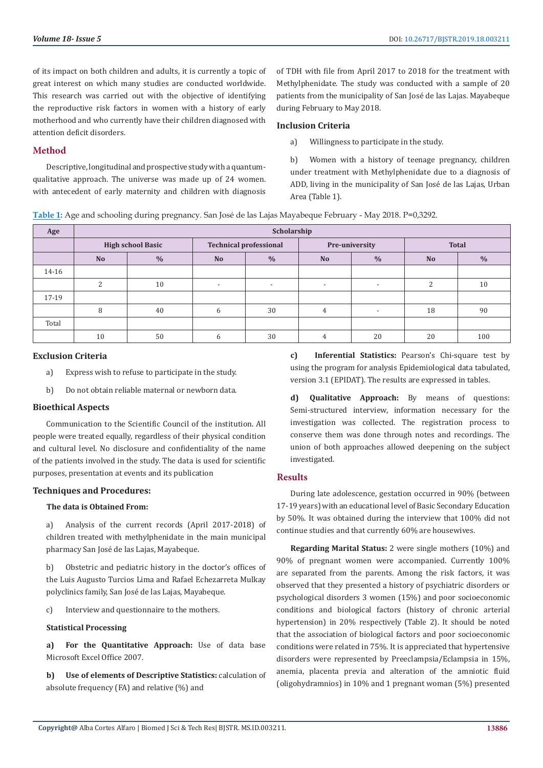of its impact on both children and adults, it is currently a topic of great interest on which many studies are conducted worldwide. This research was carried out with the objective of identifying the reproductive risk factors in women with a history of early motherhood and who currently have their children diagnosed with attention deficit disorders.

## Method

Descriptive, longitudinal and prospective study with a quantum-qualitative approach. The universe was made up of 24 women. with antecedent of early maternity and children with diagnosis of TDH with file from April 2017 to 2018 for the treatment with Methylphenidate. The study was conducted with a sample of 20 patients from the municipality of San José de las Lajas. Mayabeque during February to May 2018.

### Inclusion Criteria

a) Willingness to participate in the study.

b) Women with a history of teenage pregnancy, children under treatment with Methylphenidate due to a diagnosis of ADD, living in the municipality of San José de las Lajas, Urban Area (Table 1).

**Table 1:** Age and schooling during pregnancy. San José de las Lajas Mayabeque February - May 2018. P=0,3292.

| Age | Scholarship | | | | | | | |
|---|---|---|---|---|---|---|---|---|
| | High school Basic | | Technical professional | | Pre-university | | Total | |
| | No | % | No | % | No | % | No | % |
| 14-16 | | | | | | | | |
| | 2 | 10 | - | - | - | - | 2 | 10 |
| 17-19 | | | | | | | | |
| | 8 | 40 | 6 | 30 | 4 | - | 18 | 90 |
| Total | | | | | | | | |
| | 10 | 50 | 6 | 30 | 4 | 20 | 20 | 100 |

### Exclusion Criteria

a) Express wish to refuse to participate in the study.

b) Do not obtain reliable maternal or newborn data.

### Bioethical Aspects

Communication to the Scientific Council of the institution. All people were treated equally, regardless of their physical condition and cultural level. No disclosure and confidentiality of the name of the patients involved in the study. The data is used for scientific purposes, presentation at events and its publication

### Techniques and Procedures:

**The data is Obtained From:**

a) Analysis of the current records (April 2017-2018) of children treated with methylphenidate in the main municipal pharmacy San José de las Lajas, Mayabeque.

b) Obstetric and pediatric history in the doctor's offices of the Luis Augusto Turcios Lima and Rafael Echezarreta Mulkay polyclinics family, San José de las Lajas, Mayabeque.

c) Interview and questionnaire to the mothers.

**Statistical Processing**

**a) For the Quantitative Approach:** Use of data base Microsoft Excel Office 2007.

**b) Use of elements of Descriptive Statistics:** calculation of absolute frequency (FA) and relative (%) and

**c) Inferential Statistics:** Pearson's Chi-square test by using the program for analysis Epidemiological data tabulated, version 3.1 (EPIDAT). The results are expressed in tables.

**d) Qualitative Approach:** By means of questions: Semi-structured interview, information necessary for the investigation was collected. The registration process to conserve them was done through notes and recordings. The union of both approaches allowed deepening on the subject investigated.

## Results

During late adolescence, gestation occurred in 90% (between 17-19 years) with an educational level of Basic Secondary Education by 50%. It was obtained during the interview that 100% did not continue studies and that currently 60% are housewives.

**Regarding Marital Status:** 2 were single mothers (10%) and 90% of pregnant women were accompanied. Currently 100% are separated from the parents. Among the risk factors, it was observed that they presented a history of psychiatric disorders or psychological disorders 3 women (15%) and poor socioeconomic conditions and biological factors (history of chronic arterial hypertension) in 20% respectively (Table 2). It should be noted that the association of biological factors and poor socioeconomic conditions were related in 75%. It is appreciated that hypertensive disorders were represented by Preeclampsia/Eclampsia in 15%, anemia, placenta previa and alteration of the amniotic fluid (oligohydramnios) in 10% and 1 pregnant woman (5%) presented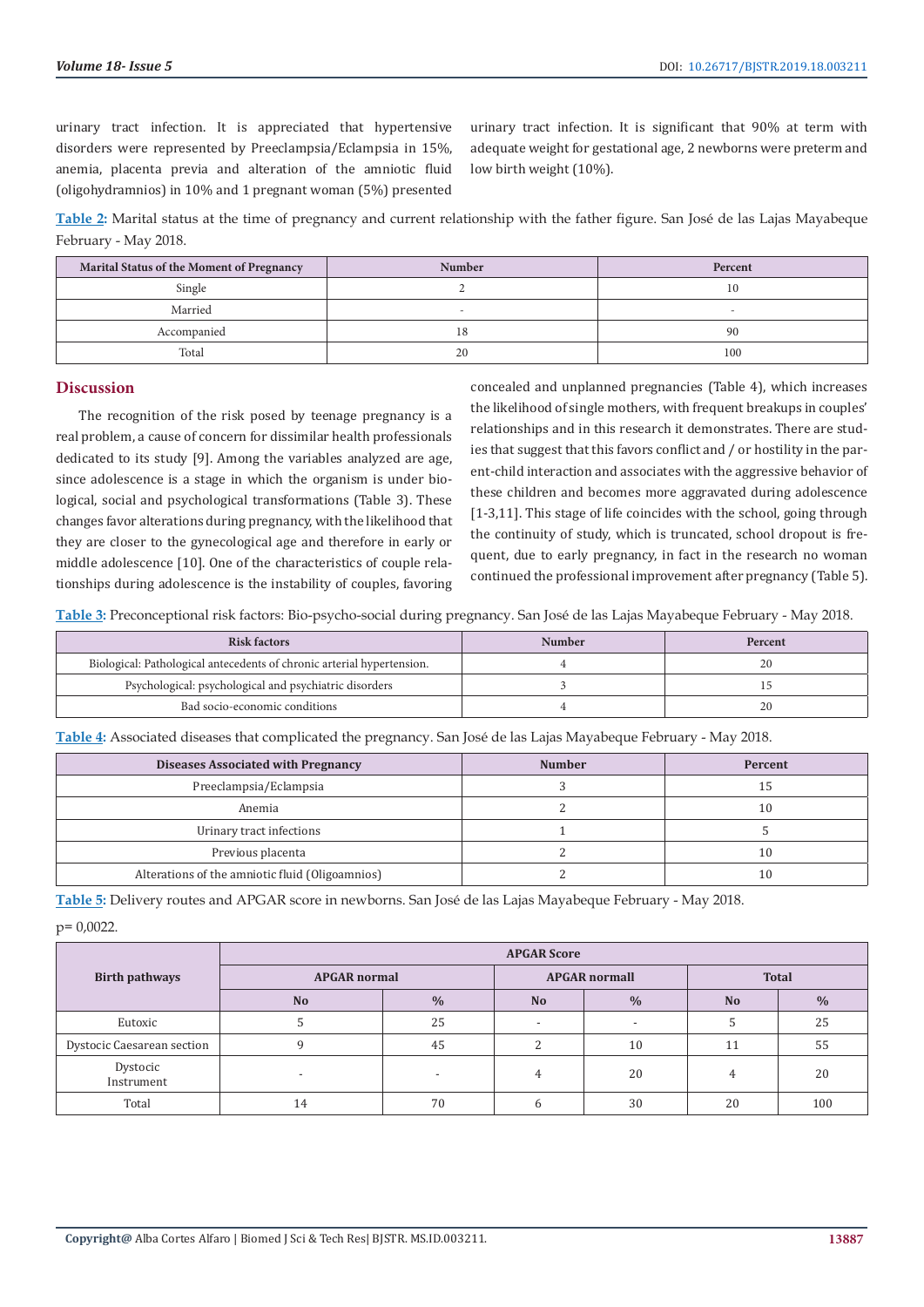urinary tract infection. It is appreciated that hypertensive disorders were represented by Preeclampsia/Eclampsia in 15%, anemia, placenta previa and alteration of the amniotic fluid (oligohydramnios) in 10% and 1 pregnant woman (5%) presented urinary tract infection. It is significant that 90% at term with adequate weight for gestational age, 2 newborns were preterm and low birth weight (10%).

**Table 2:** Marital status at the time of pregnancy and current relationship with the father figure. San José de las Lajas Mayabeque February - May 2018.

| Marital Status of the Moment of Pregnancy | Number | Percent |
|---|---|---|
| Single | 2 | 10 |
| Married | - | - |
| Accompanied | 18 | 90 |
| Total | 20 | 100 |

## Discussion

The recognition of the risk posed by teenage pregnancy is a real problem, a cause of concern for dissimilar health professionals dedicated to its study [9]. Among the variables analyzed are age, since adolescence is a stage in which the organism is under biological, social and psychological transformations (Table 3). These changes favor alterations during pregnancy, with the likelihood that they are closer to the gynecological age and therefore in early or middle adolescence [10]. One of the characteristics of couple relationships during adolescence is the instability of couples, favoring concealed and unplanned pregnancies (Table 4), which increases the likelihood of single mothers, with frequent breakups in couples' relationships and in this research it demonstrates. There are studies that suggest that this favors conflict and / or hostility in the parent-child interaction and associates with the aggressive behavior of these children and becomes more aggravated during adolescence [1-3,11]. This stage of life coincides with the school, going through the continuity of study, which is truncated, school dropout is frequent, due to early pregnancy, in fact in the research no woman continued the professional improvement after pregnancy (Table 5).

**Table 3:** Preconceptional risk factors: Bio-psycho-social during pregnancy. San José de las Lajas Mayabeque February - May 2018.

| Risk factors | Number | Percent |
|---|---|---|
| Biological: Pathological antecedents of chronic arterial hypertension. | 4 | 20 |
| Psychological: psychological and psychiatric disorders | 3 | 15 |
| Bad socio-economic conditions | 4 | 20 |

**Table 4:** Associated diseases that complicated the pregnancy. San José de las Lajas Mayabeque February - May 2018.

| Diseases Associated with Pregnancy | Number | Percent |
|---|---|---|
| Preeclampsia/Eclampsia | 3 | 15 |
| Anemia | 2 | 10 |
| Urinary tract infections | 1 | 5 |
| Previous placenta | 2 | 10 |
| Alterations of the amniotic fluid (Oligoamnios) | 2 | 10 |

**Table 5:** Delivery routes and APGAR score in newborns. San José de las Lajas Mayabeque February - May 2018.

p= 0,0022.

| Birth pathways | APGAR Score | | | | | |
|---|---|---|---|---|---|---|
| | APGAR normal | | APGAR normall | | Total | |
| | No | % | No | % | No | % |
| Eutoxic | 5 | 25 | - | - | 5 | 25 |
| Dystocic Caesarean section | 9 | 45 | 2 | 10 | 11 | 55 |
| Dystocic Instrument | - | - | 4 | 20 | 4 | 20 |
| Total | 14 | 70 | 6 | 30 | 20 | 100 |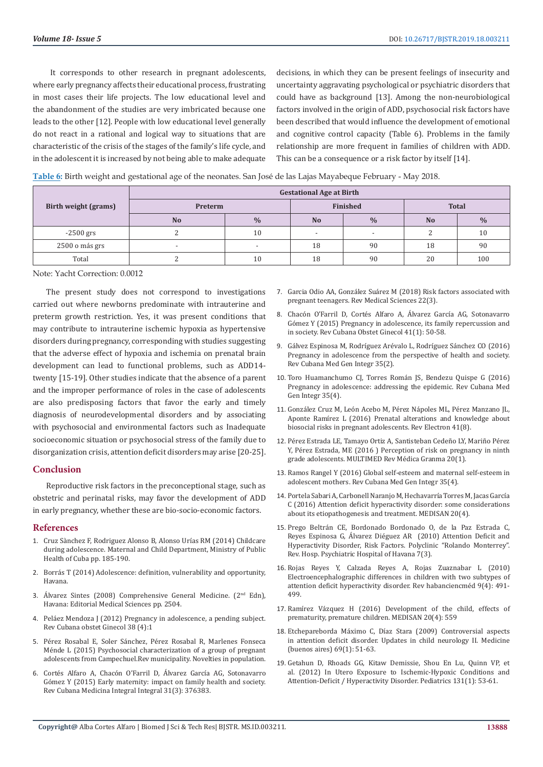It corresponds to other research in pregnant adolescents, where early pregnancy affects their educational process, frustrating in most cases their life projects. The low educational level and the abandonment of the studies are very imbricated because one leads to the other [12]. People with low educational level generally do not react in a rational and logical way to situations that are characteristic of the crisis of the stages of the family's life cycle, and in the adolescent it is increased by not being able to make adequate decisions, in which they can be present feelings of insecurity and uncertainty aggravating psychological or psychiatric disorders that could have as background [13]. Among the non-neurobiological factors involved in the origin of ADD, psychosocial risk factors have been described that would influence the development of emotional and cognitive control capacity (Table 6). Problems in the family relationship are more frequent in families of children with ADD. This can be a consequence or a risk factor by itself [14].

**Table 6:** Birth weight and gestational age of the neonates. San José de las Lajas Mayabeque February - May 2018.

| Birth weight (grams) | Gestational Age at Birth | | | | | |
|---|---|---|---|---|---|---|
| | Preterm | | Finished | | Total | |
| | No | % | No | % | No | % |
| -2500 grs | 2 | 10 | - | - | 2 | 10 |
| 2500 o más grs | - | - | 18 | 90 | 18 | 90 |
| Total | 2 | 10 | 18 | 90 | 20 | 100 |

Note: Yacht Correction: 0.0012

The present study does not correspond to investigations carried out where newborns predominate with intrauterine and preterm growth restriction. Yes, it was present conditions that may contribute to intrauterine ischemic hypoxia as hypertensive disorders during pregnancy, corresponding with studies suggesting that the adverse effect of hypoxia and ischemia on prenatal brain development can lead to functional problems, such as ADD14-twenty [15-19]. Other studies indicate that the absence of a parent and the improper performance of roles in the case of adolescents are also predisposing factors that favor the early and timely diagnosis of neurodevelopmental disorders and by associating with psychosocial and environmental factors such as Inadequate socioeconomic situation or psychosocial stress of the family due to disorganization crisis, attention deficit disorders may arise [20-25].

## Conclusion

Reproductive risk factors in the preconceptional stage, such as obstetric and perinatal risks, may favor the development of ADD in early pregnancy, whether these are bio-socio-economic factors.

## References

1. Cruz Sànchez F, Rodriguez Alonso B, Alonso Urías RM (2014) Childcare during adolescence. Maternal and Child Department, Ministry of Public Health of Cuba pp. 185-190.
2. Borrás T (2014) Adolescence: definition, vulnerability and opportunity, Havana.
3. Álvarez Sintes (2008) Comprehensive General Medicine. (2nd Edn), Havana: Editorial Medical Sciences pp. 2504.
4. Peláez Mendoza J (2012) Pregnancy in adolescence, a pending subject. Rev Cubana obstet Ginecol 38 (4):1
5. Pérez Rosabal E, Soler Sánchez, Pérez Rosabal R, Marlenes Fonseca Ménde L (2015) Psychosocial characterization of a group of pregnant adolescents from Campechuel.Rev municipality. Novelties in population.
6. Cortés Alfaro A, Chacón O'Farril D, Álvarez García AG, Sotonavarro Gómez Y (2015) Early maternity: impact on family health and society. Rev Cubana Medicina Integral Integral 31(3): 376383.
7. Garcia Odio AA, González Suárez M (2018) Risk factors associated with pregnant teenagers. Rev Medical Sciences 22(3).
8. Chacón O'Farril D, Cortés Alfaro A, Álvarez García AG, Sotonavarro Gómez Y (2015) Pregnancy in adolescence, its family repercussion and in society. Rev Cubana Obstet Ginecol 41(1): 50-58.
9. Gálvez Espinosa M, Rodríguez Arévalo L, Rodríguez Sánchez CO (2016) Pregnancy in adolescence from the perspective of health and society. Rev Cubana Med Gen Integr 35(2).
10. Toro Huamanchumo CJ, Torres Román JS, Bendezu Quispe G (2016) Pregnancy in adolescence: addressing the epidemic. Rev Cubana Med Gen Integr 35(4).
11. González Cruz M, León Acebo M, Pérez Nápoles ML, Pérez Manzano JL, Aponte Ramírez L (2016) Prenatal alterations and knowledge about biosocial risks in pregnant adolescents. Rev Electron 41(8).
12. Pérez Estrada LE, Tamayo Ortiz A, Santisteban Cedeño LY, Mariño Pérez Y, Pérez Estrada, ME (2016 ) Perception of risk on pregnancy in ninth grade adolescents. MULTIMED Rev Médica Granma 20(1).
13. Ramos Rangel Y (2016) Global self-esteem and maternal self-esteem in adolescent mothers. Rev Cubana Med Gen Integr 35(4).
14. Portela Sabari A, Carbonell Naranjo M, Hechavarría Torres M, Jacas García C (2016) Attention deficit hyperactivity disorder: some considerations about its etiopathogenesis and treatment. MEDISAN 20(4).
15. Prego Beltrán CE, Bordonado Bordonado O, de la Paz Estrada C, Reyes Espinosa G, Álvarez Diéguez AR (2010) Attention Deficit and Hyperactivity Disorder, Risk Factors. Polyclinic "Rolando Monterrey". Rev. Hosp. Psychiatric Hospital of Havana 7(3).
16. Rojas Reyes Y, Calzada Reyes A, Rojas Zuaznabar L (2010) Electroencephalographic differences in children with two subtypes of attention deficit hyperactivity disorder. Rev habanciencméd 9(4): 491-499.
17. Ramírez Vázquez H (2016) Development of the child, effects of prematurity, premature children. MEDISAN 20(4): 559
18. Etchepareborda Máximo C, Díaz Stara (2009) Controversial aspects in attention deficit disorder. Updates in child neurology II. Medicine (buenos aires) 69(1): 51-63.
19. Getahun D, Rhoads GG, Kitaw Demissie, Shou En Lu, Quinn VP, et al. (2012) In Utero Exposure to Ischemic-Hypoxic Conditions and Attention-Deficit / Hyperactivity Disorder. Pediatrics 131(1): 53-61.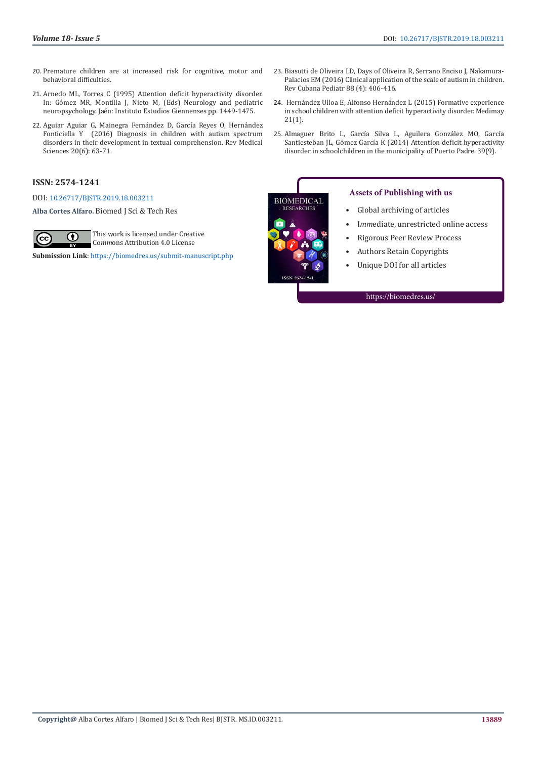20. Premature children are at increased risk for cognitive, motor and behavioral difficulties.

21. Arnedo ML, Torres C (1995) Attention deficit hyperactivity disorder. In: Gómez MR, Montilla J, Nieto M, (Eds) Neurology and pediatric neuropsychology. Jaén: Instituto Estudios Giennenses pp. 1449-1475.

22. Aguiar Aguiar G, Mainegra Fernández D, García Reyes O, Hernández Fonticiella Y (2016) Diagnosis in children with autism spectrum disorders in their development in textual comprehension. Rev Medical Sciences 20(6): 63-71.

23. Biasutti de Oliveira LD, Days of Oliveira R, Serrano Enciso J, Nakamura-Palacios EM (2016) Clinical application of the scale of autism in children. Rev Cubana Pediatr 88 (4): 406-416.

24. Hernández Ulloa E, Alfonso Hernández L (2015) Formative experience in school children with attention deficit hyperactivity disorder. Medimay 21(1).

25. Almaguer Brito L, García Silva L, Aguilera González MO, García Santiesteban JL, Gómez García K (2014) Attention deficit hyperactivity disorder in schoolchildren in the municipality of Puerto Padre. 39(9).

**ISSN: 2574-1241**

DOI: 10.26717/BJSTR.2019.18.003211

**Alba Cortes Alfaro.** Biomed J Sci & Tech Res

This work is licensed under Creative Commons Attribution 4.0 License

**Submission Link**: https://biomedres.us/submit-manuscript.php

BIOMEDICAL RESEARCHES

ISSN: 2574-1241

**Assets of Publishing with us**

- Global archiving of articles
- Immediate, unrestricted online access
- Rigorous Peer Review Process
- Authors Retain Copyrights
- Unique DOI for all articles

https://biomedres.us/